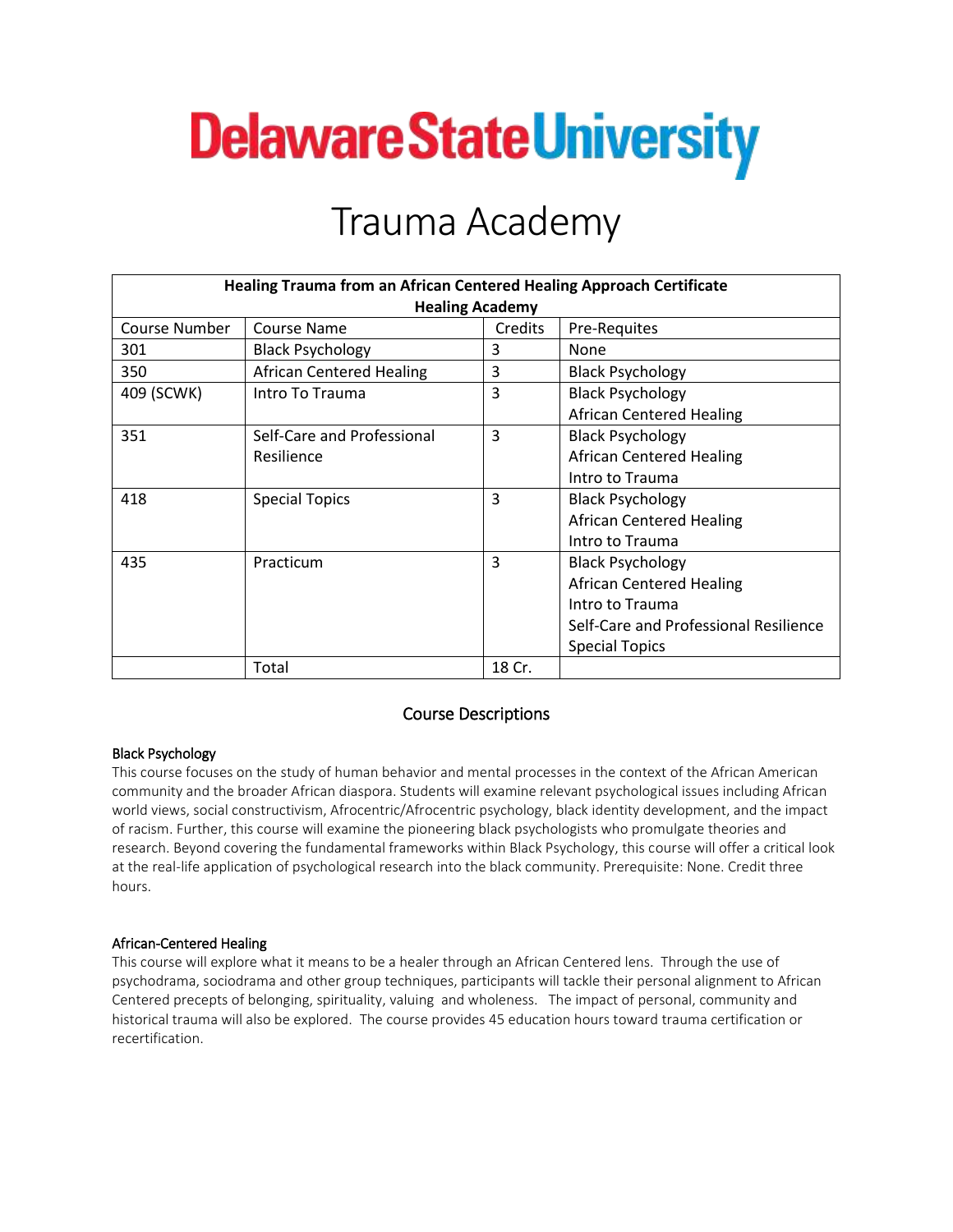# Delaware State University

# Trauma Academy

| Healing Trauma from an African Centered Healing Approach Certificate Healing Academy | | | |
|---|---|---|---|
| Course Number | Course Name | Credits | Pre-Requites |
| 301 | Black Psychology | 3 | None |
| 350 | African Centered Healing | 3 | Black Psychology |
| 409 (SCWK) | Intro To Trauma | 3 | Black Psychology<br>African Centered Healing |
| 351 | Self-Care and Professional Resilience | 3 | Black Psychology<br>African Centered Healing<br>Intro to Trauma |
| 418 | Special Topics | 3 | Black Psychology<br>African Centered Healing<br>Intro to Trauma |
| 435 | Practicum | 3 | Black Psychology<br>African Centered Healing<br>Intro to Trauma<br>Self-Care and Professional Resilience<br>Special Topics |
| | Total | 18 Cr. | |

## Course Descriptions

### Black Psychology

This course focuses on the study of human behavior and mental processes in the context of the African American community and the broader African diaspora. Students will examine relevant psychological issues including African world views, social constructivism, Afrocentric/Afrocentric psychology, black identity development, and the impact of racism. Further, this course will examine the pioneering black psychologists who promulgate theories and research. Beyond covering the fundamental frameworks within Black Psychology, this course will offer a critical look at the real-life application of psychological research into the black community. Prerequisite: None. Credit three hours.

### African-Centered Healing

This course will explore what it means to be a healer through an African Centered lens. Through the use of psychodrama, sociodrama and other group techniques, participants will tackle their personal alignment to African Centered precepts of belonging, spirituality, valuing and wholeness. The impact of personal, community and historical trauma will also be explored. The course provides 45 education hours toward trauma certification or recertification.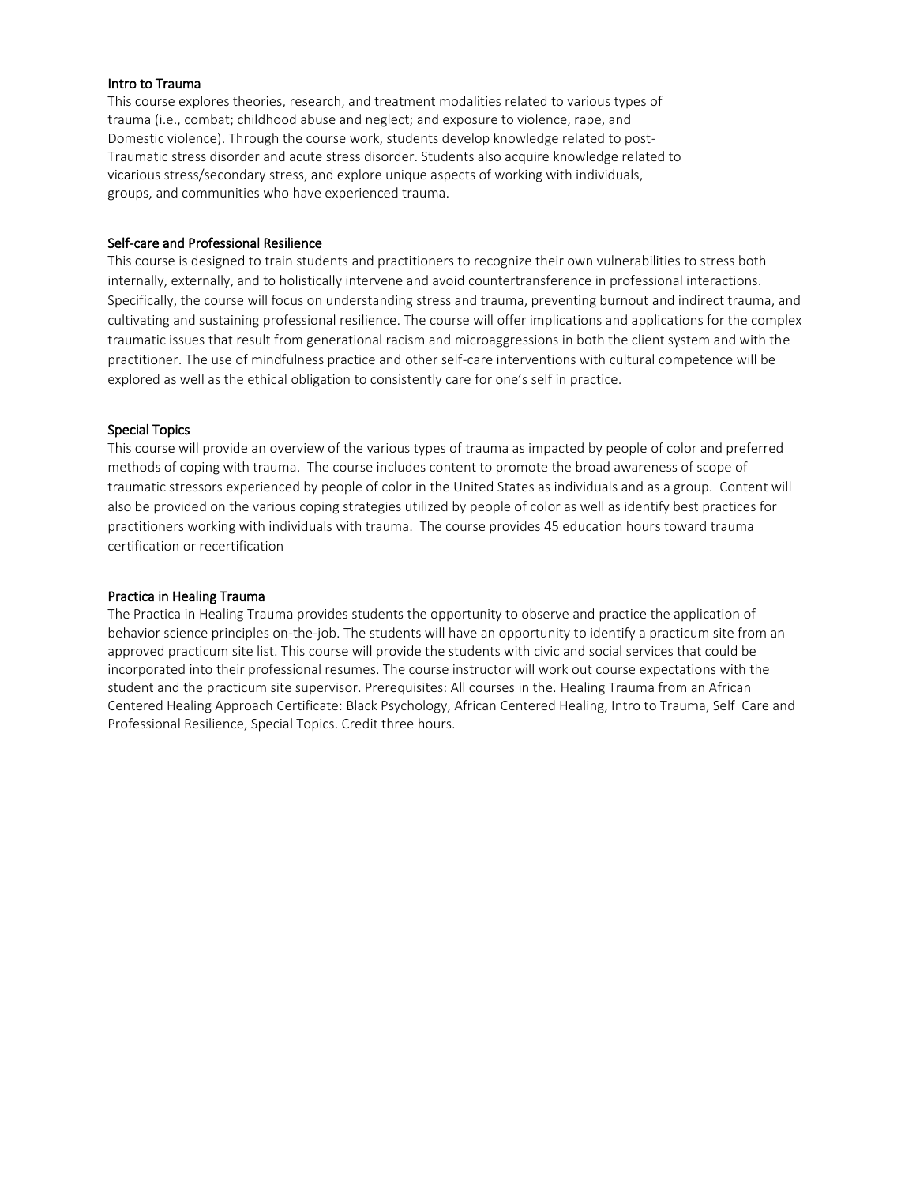### Intro to Trauma

This course explores theories, research, and treatment modalities related to various types of trauma (i.e., combat; childhood abuse and neglect; and exposure to violence, rape, and Domestic violence). Through the course work, students develop knowledge related to post-Traumatic stress disorder and acute stress disorder. Students also acquire knowledge related to vicarious stress/secondary stress, and explore unique aspects of working with individuals, groups, and communities who have experienced trauma.

### Self-care and Professional Resilience

This course is designed to train students and practitioners to recognize their own vulnerabilities to stress both internally, externally, and to holistically intervene and avoid countertransference in professional interactions. Specifically, the course will focus on understanding stress and trauma, preventing burnout and indirect trauma, and cultivating and sustaining professional resilience. The course will offer implications and applications for the complex traumatic issues that result from generational racism and microaggressions in both the client system and with the practitioner. The use of mindfulness practice and other self-care interventions with cultural competence will be explored as well as the ethical obligation to consistently care for one's self in practice.

### Special Topics

This course will provide an overview of the various types of trauma as impacted by people of color and preferred methods of coping with trauma. The course includes content to promote the broad awareness of scope of traumatic stressors experienced by people of color in the United States as individuals and as a group. Content will also be provided on the various coping strategies utilized by people of color as well as identify best practices for practitioners working with individuals with trauma. The course provides 45 education hours toward trauma certification or recertification

### Practica in Healing Trauma

The Practica in Healing Trauma provides students the opportunity to observe and practice the application of behavior science principles on-the-job. The students will have an opportunity to identify a practicum site from an approved practicum site list. This course will provide the students with civic and social services that could be incorporated into their professional resumes. The course instructor will work out course expectations with the student and the practicum site supervisor. Prerequisites: All courses in the. Healing Trauma from an African Centered Healing Approach Certificate: Black Psychology, African Centered Healing, Intro to Trauma, Self Care and Professional Resilience, Special Topics. Credit three hours.